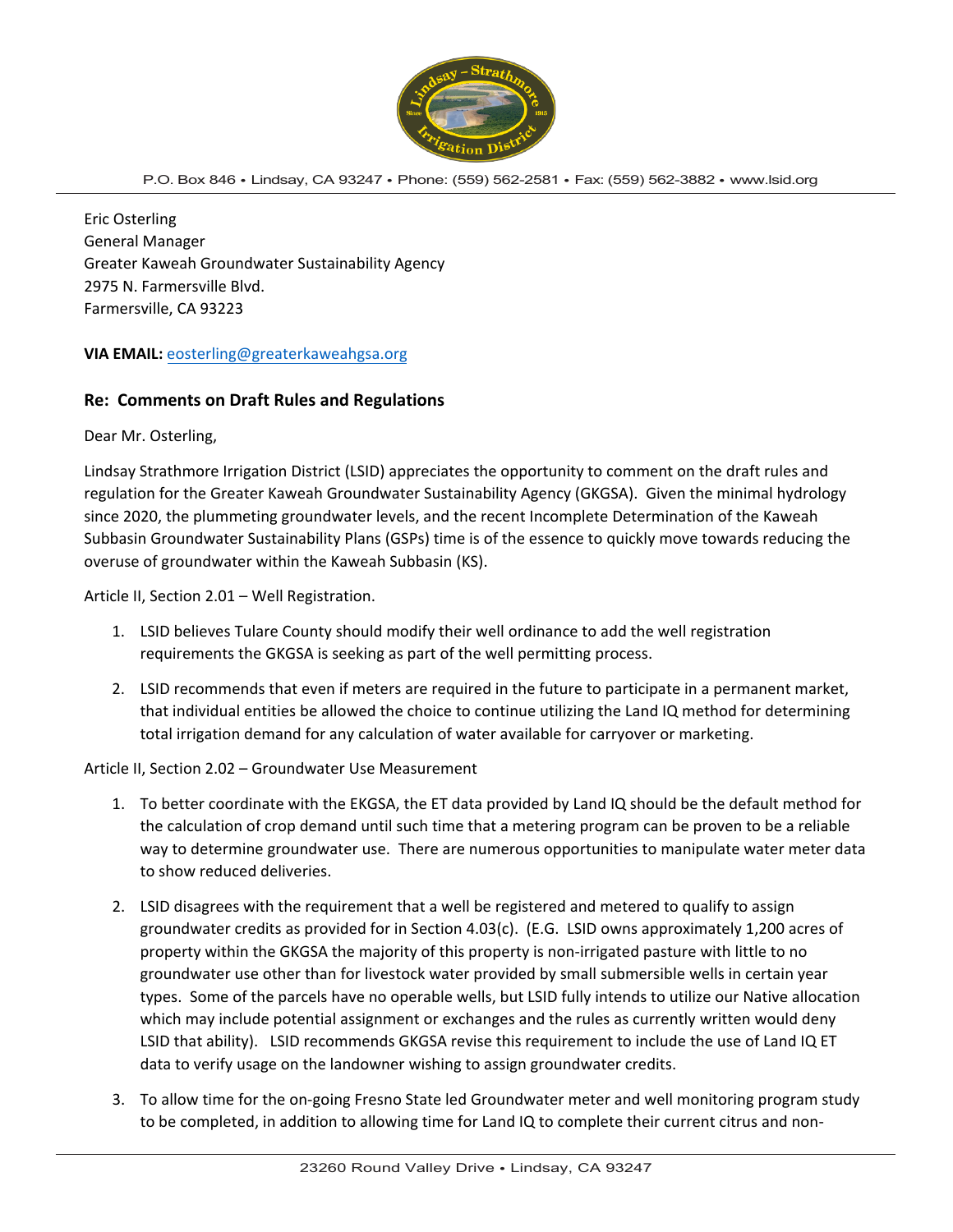P.O. Box 846 • Lindsay, CA 93247 • Phone: (559) 562-2581 • Fax: (559) 562-3882 • www.lsid.org

Eric Osterling
General Manager
Greater Kaweah Groundwater Sustainability Agency
2975 N. Farmersville Blvd.
Farmersville, CA 93223

**VIA EMAIL:** eosterling@greaterkaweahgsa.org

### Re: Comments on Draft Rules and Regulations

Dear Mr. Osterling,

Lindsay Strathmore Irrigation District (LSID) appreciates the opportunity to comment on the draft rules and regulation for the Greater Kaweah Groundwater Sustainability Agency (GKGSA). Given the minimal hydrology since 2020, the plummeting groundwater levels, and the recent Incomplete Determination of the Kaweah Subbasin Groundwater Sustainability Plans (GSPs) time is of the essence to quickly move towards reducing the overuse of groundwater within the Kaweah Subbasin (KS).

Article II, Section 2.01 – Well Registration.

1. LSID believes Tulare County should modify their well ordinance to add the well registration requirements the GKGSA is seeking as part of the well permitting process.
2. LSID recommends that even if meters are required in the future to participate in a permanent market, that individual entities be allowed the choice to continue utilizing the Land IQ method for determining total irrigation demand for any calculation of water available for carryover or marketing.

Article II, Section 2.02 – Groundwater Use Measurement

1. To better coordinate with the EKGSA, the ET data provided by Land IQ should be the default method for the calculation of crop demand until such time that a metering program can be proven to be a reliable way to determine groundwater use. There are numerous opportunities to manipulate water meter data to show reduced deliveries.
2. LSID disagrees with the requirement that a well be registered and metered to qualify to assign groundwater credits as provided for in Section 4.03(c). (E.G. LSID owns approximately 1,200 acres of property within the GKGSA the majority of this property is non-irrigated pasture with little to no groundwater use other than for livestock water provided by small submersible wells in certain year types. Some of the parcels have no operable wells, but LSID fully intends to utilize our Native allocation which may include potential assignment or exchanges and the rules as currently written would deny LSID that ability). LSID recommends GKGSA revise this requirement to include the use of Land IQ ET data to verify usage on the landowner wishing to assign groundwater credits.
3. To allow time for the on-going Fresno State led Groundwater meter and well monitoring program study to be completed, in addition to allowing time for Land IQ to complete their current citrus and non-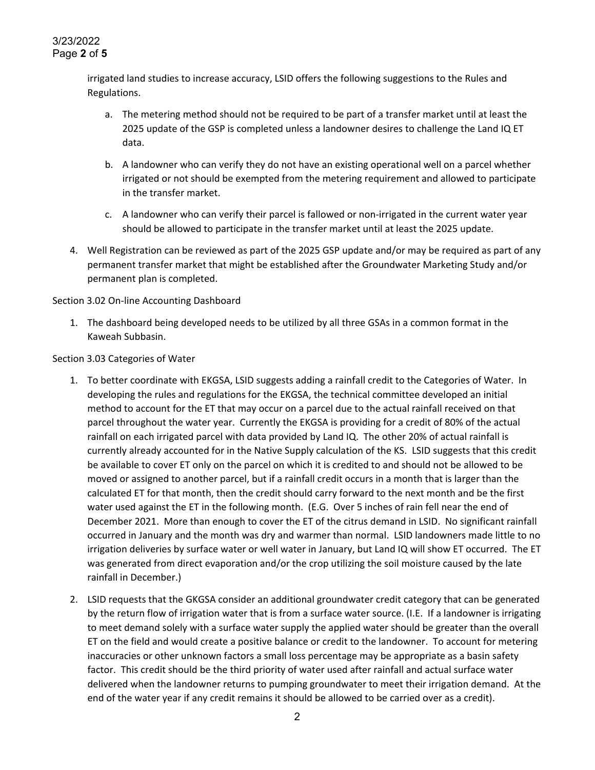irrigated land studies to increase accuracy, LSID offers the following suggestions to the Rules and Regulations.

a. The metering method should not be required to be part of a transfer market until at least the 2025 update of the GSP is completed unless a landowner desires to challenge the Land IQ ET data.

b. A landowner who can verify they do not have an existing operational well on a parcel whether irrigated or not should be exempted from the metering requirement and allowed to participate in the transfer market.

c. A landowner who can verify their parcel is fallowed or non-irrigated in the current water year should be allowed to participate in the transfer market until at least the 2025 update.

4. Well Registration can be reviewed as part of the 2025 GSP update and/or may be required as part of any permanent transfer market that might be established after the Groundwater Marketing Study and/or permanent plan is completed.

Section 3.02 On-line Accounting Dashboard

1. The dashboard being developed needs to be utilized by all three GSAs in a common format in the Kaweah Subbasin.

Section 3.03 Categories of Water

1. To better coordinate with EKGSA, LSID suggests adding a rainfall credit to the Categories of Water. In developing the rules and regulations for the EKGSA, the technical committee developed an initial method to account for the ET that may occur on a parcel due to the actual rainfall received on that parcel throughout the water year. Currently the EKGSA is providing for a credit of 80% of the actual rainfall on each irrigated parcel with data provided by Land IQ. The other 20% of actual rainfall is currently already accounted for in the Native Supply calculation of the KS. LSID suggests that this credit be available to cover ET only on the parcel on which it is credited to and should not be allowed to be moved or assigned to another parcel, but if a rainfall credit occurs in a month that is larger than the calculated ET for that month, then the credit should carry forward to the next month and be the first water used against the ET in the following month. (E.G. Over 5 inches of rain fell near the end of December 2021. More than enough to cover the ET of the citrus demand in LSID. No significant rainfall occurred in January and the month was dry and warmer than normal. LSID landowners made little to no irrigation deliveries by surface water or well water in January, but Land IQ will show ET occurred. The ET was generated from direct evaporation and/or the crop utilizing the soil moisture caused by the late rainfall in December.)

2. LSID requests that the GKGSA consider an additional groundwater credit category that can be generated by the return flow of irrigation water that is from a surface water source. (I.E. If a landowner is irrigating to meet demand solely with a surface water supply the applied water should be greater than the overall ET on the field and would create a positive balance or credit to the landowner. To account for metering inaccuracies or other unknown factors a small loss percentage may be appropriate as a basin safety factor. This credit should be the third priority of water used after rainfall and actual surface water delivered when the landowner returns to pumping groundwater to meet their irrigation demand. At the end of the water year if any credit remains it should be allowed to be carried over as a credit).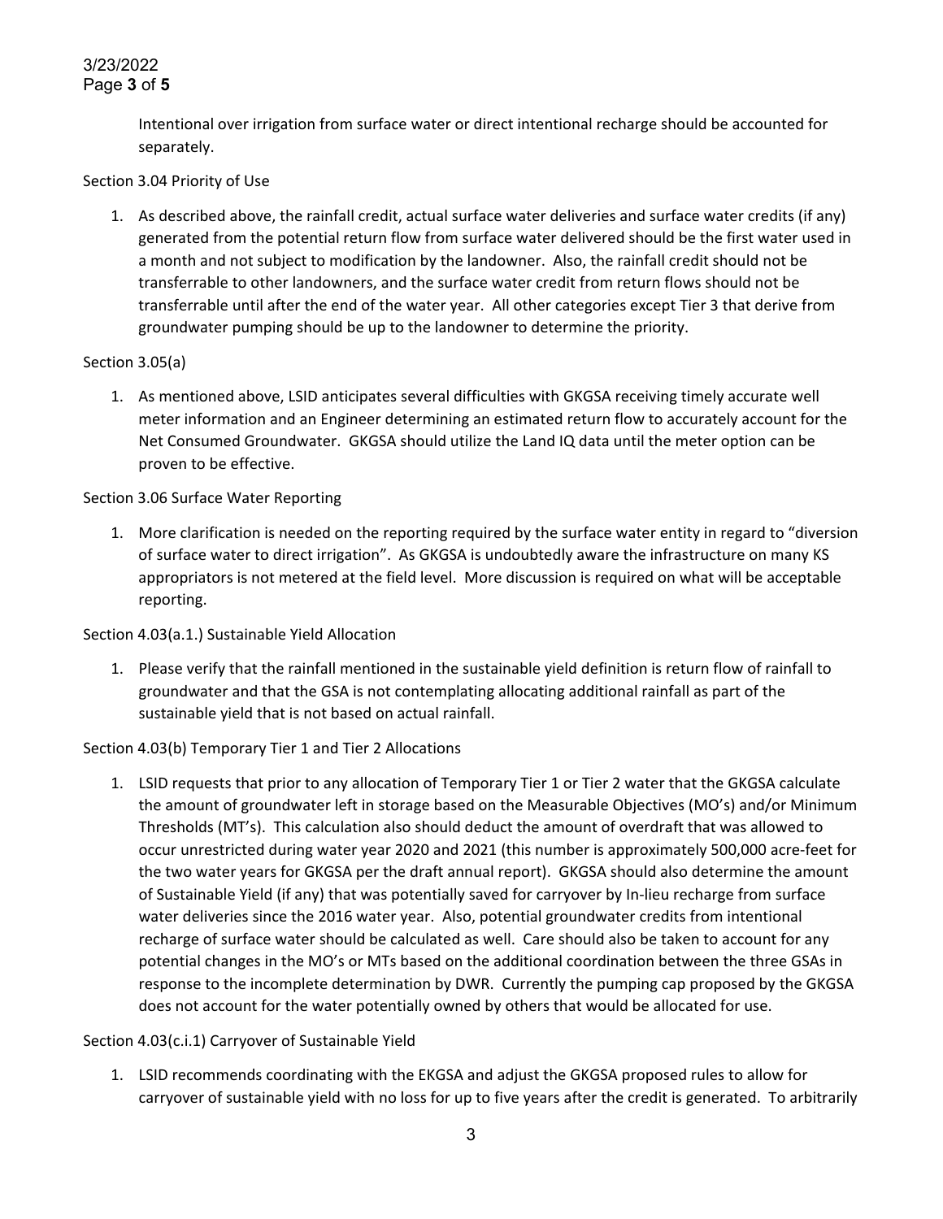Intentional over irrigation from surface water or direct intentional recharge should be accounted for separately.

Section 3.04 Priority of Use

1. As described above, the rainfall credit, actual surface water deliveries and surface water credits (if any) generated from the potential return flow from surface water delivered should be the first water used in a month and not subject to modification by the landowner. Also, the rainfall credit should not be transferrable to other landowners, and the surface water credit from return flows should not be transferrable until after the end of the water year. All other categories except Tier 3 that derive from groundwater pumping should be up to the landowner to determine the priority.

Section 3.05(a)

1. As mentioned above, LSID anticipates several difficulties with GKGSA receiving timely accurate well meter information and an Engineer determining an estimated return flow to accurately account for the Net Consumed Groundwater. GKGSA should utilize the Land IQ data until the meter option can be proven to be effective.

Section 3.06 Surface Water Reporting

1. More clarification is needed on the reporting required by the surface water entity in regard to "diversion of surface water to direct irrigation". As GKGSA is undoubtedly aware the infrastructure on many KS appropriators is not metered at the field level. More discussion is required on what will be acceptable reporting.

Section 4.03(a.1.) Sustainable Yield Allocation

1. Please verify that the rainfall mentioned in the sustainable yield definition is return flow of rainfall to groundwater and that the GSA is not contemplating allocating additional rainfall as part of the sustainable yield that is not based on actual rainfall.

Section 4.03(b) Temporary Tier 1 and Tier 2 Allocations

1. LSID requests that prior to any allocation of Temporary Tier 1 or Tier 2 water that the GKGSA calculate the amount of groundwater left in storage based on the Measurable Objectives (MO's) and/or Minimum Thresholds (MT's). This calculation also should deduct the amount of overdraft that was allowed to occur unrestricted during water year 2020 and 2021 (this number is approximately 500,000 acre-feet for the two water years for GKGSA per the draft annual report). GKGSA should also determine the amount of Sustainable Yield (if any) that was potentially saved for carryover by In-lieu recharge from surface water deliveries since the 2016 water year. Also, potential groundwater credits from intentional recharge of surface water should be calculated as well. Care should also be taken to account for any potential changes in the MO's or MTs based on the additional coordination between the three GSAs in response to the incomplete determination by DWR. Currently the pumping cap proposed by the GKGSA does not account for the water potentially owned by others that would be allocated for use.

Section 4.03(c.i.1) Carryover of Sustainable Yield

1. LSID recommends coordinating with the EKGSA and adjust the GKGSA proposed rules to allow for carryover of sustainable yield with no loss for up to five years after the credit is generated. To arbitrarily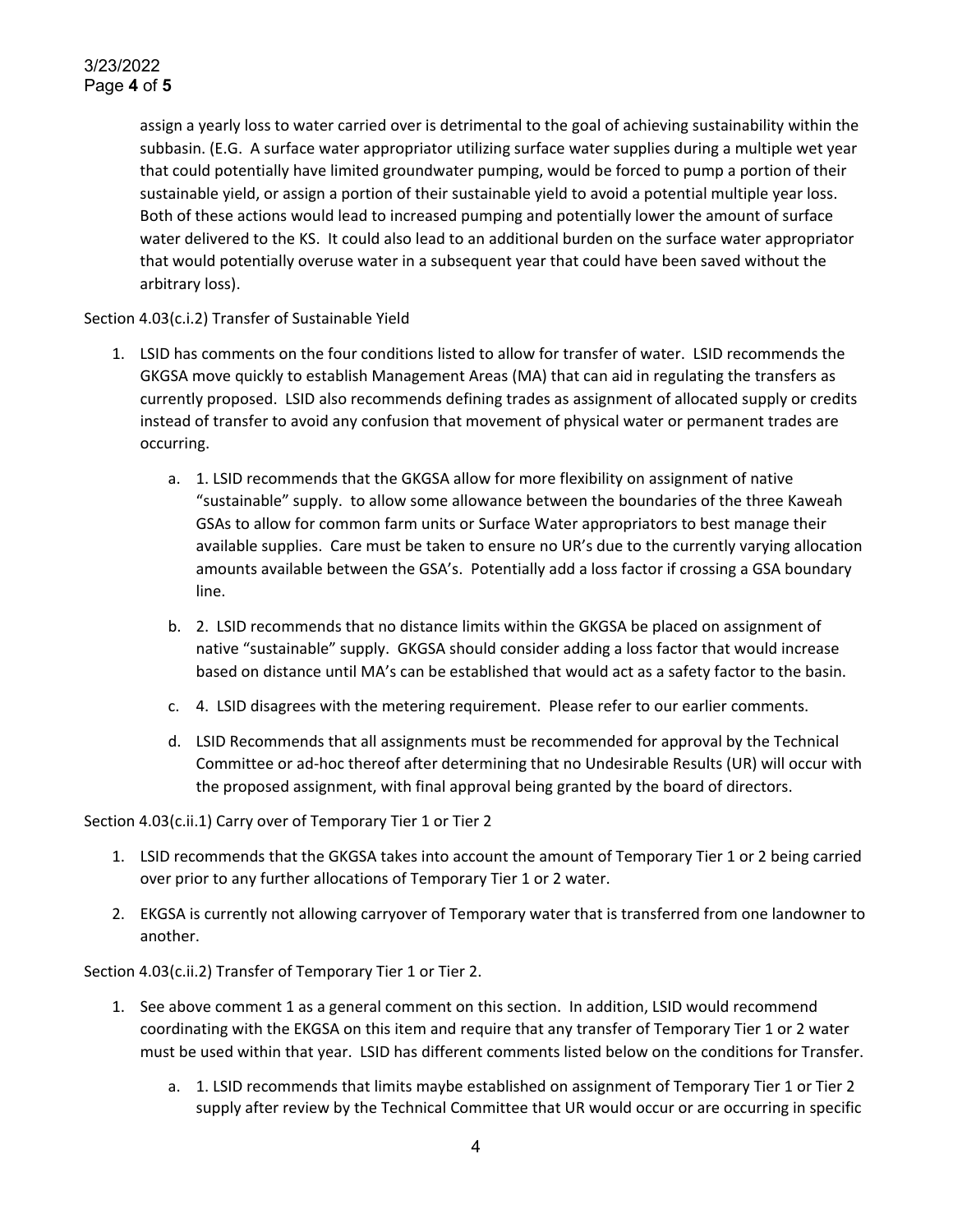assign a yearly loss to water carried over is detrimental to the goal of achieving sustainability within the subbasin. (E.G. A surface water appropriator utilizing surface water supplies during a multiple wet year that could potentially have limited groundwater pumping, would be forced to pump a portion of their sustainable yield, or assign a portion of their sustainable yield to avoid a potential multiple year loss. Both of these actions would lead to increased pumping and potentially lower the amount of surface water delivered to the KS. It could also lead to an additional burden on the surface water appropriator that would potentially overuse water in a subsequent year that could have been saved without the arbitrary loss).

Section 4.03(c.i.2) Transfer of Sustainable Yield

1. LSID has comments on the four conditions listed to allow for transfer of water. LSID recommends the GKGSA move quickly to establish Management Areas (MA) that can aid in regulating the transfers as currently proposed. LSID also recommends defining trades as assignment of allocated supply or credits instead of transfer to avoid any confusion that movement of physical water or permanent trades are occurring.
   a. 1. LSID recommends that the GKGSA allow for more flexibility on assignment of native "sustainable" supply. to allow some allowance between the boundaries of the three Kaweah GSAs to allow for common farm units or Surface Water appropriators to best manage their available supplies. Care must be taken to ensure no UR's due to the currently varying allocation amounts available between the GSA's. Potentially add a loss factor if crossing a GSA boundary line.
   b. 2. LSID recommends that no distance limits within the GKGSA be placed on assignment of native "sustainable" supply. GKGSA should consider adding a loss factor that would increase based on distance until MA's can be established that would act as a safety factor to the basin.
   c. 4. LSID disagrees with the metering requirement. Please refer to our earlier comments.
   d. LSID Recommends that all assignments must be recommended for approval by the Technical Committee or ad-hoc thereof after determining that no Undesirable Results (UR) will occur with the proposed assignment, with final approval being granted by the board of directors.

Section 4.03(c.ii.1) Carry over of Temporary Tier 1 or Tier 2

1. LSID recommends that the GKGSA takes into account the amount of Temporary Tier 1 or 2 being carried over prior to any further allocations of Temporary Tier 1 or 2 water.
2. EKGSA is currently not allowing carryover of Temporary water that is transferred from one landowner to another.

Section 4.03(c.ii.2) Transfer of Temporary Tier 1 or Tier 2.

1. See above comment 1 as a general comment on this section. In addition, LSID would recommend coordinating with the EKGSA on this item and require that any transfer of Temporary Tier 1 or 2 water must be used within that year. LSID has different comments listed below on the conditions for Transfer.
   a. 1. LSID recommends that limits maybe established on assignment of Temporary Tier 1 or Tier 2 supply after review by the Technical Committee that UR would occur or are occurring in specific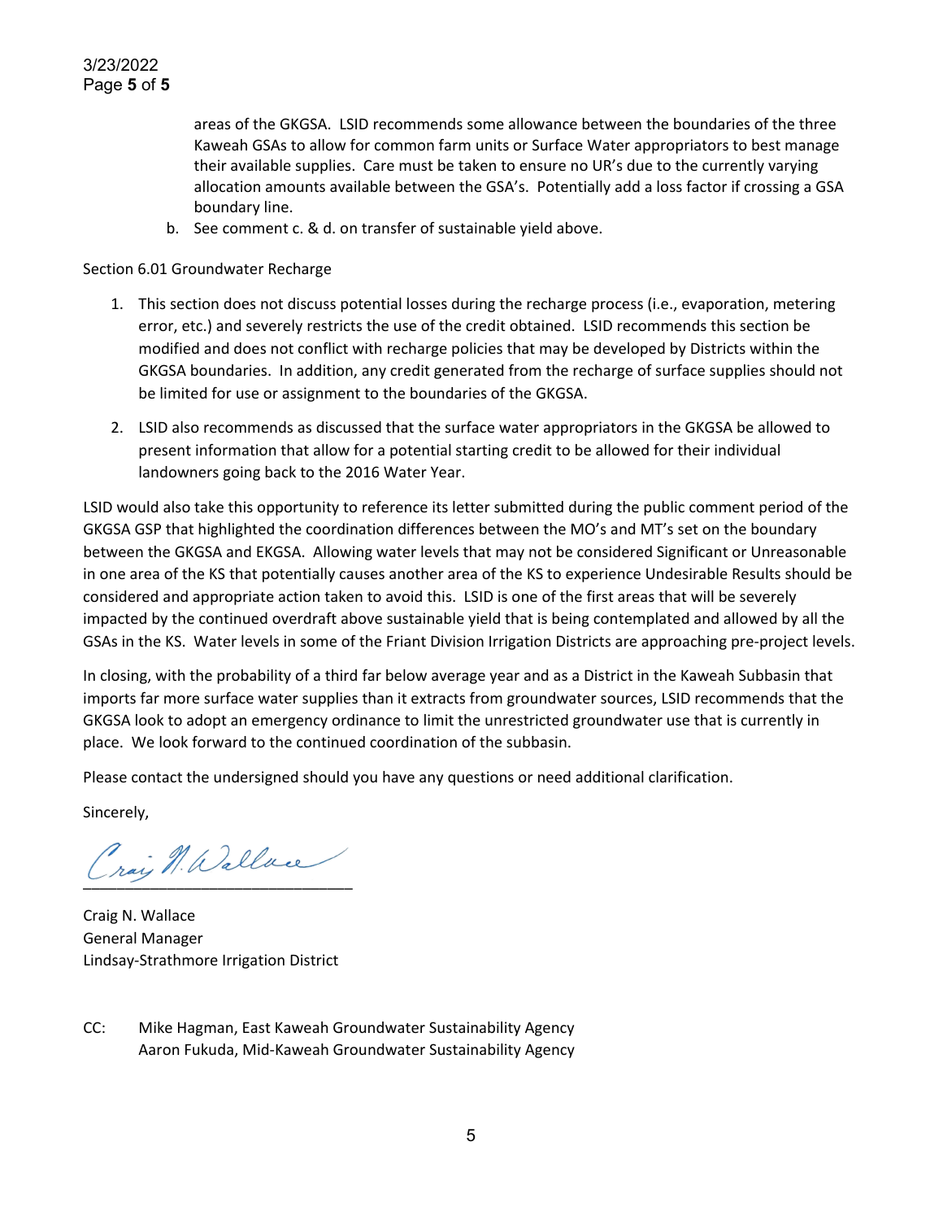areas of the GKGSA. LSID recommends some allowance between the boundaries of the three Kaweah GSAs to allow for common farm units or Surface Water appropriators to best manage their available supplies. Care must be taken to ensure no UR's due to the currently varying allocation amounts available between the GSA's. Potentially add a loss factor if crossing a GSA boundary line.

b. See comment c. & d. on transfer of sustainable yield above.

Section 6.01 Groundwater Recharge

1. This section does not discuss potential losses during the recharge process (i.e., evaporation, metering error, etc.) and severely restricts the use of the credit obtained. LSID recommends this section be modified and does not conflict with recharge policies that may be developed by Districts within the GKGSA boundaries. In addition, any credit generated from the recharge of surface supplies should not be limited for use or assignment to the boundaries of the GKGSA.

2. LSID also recommends as discussed that the surface water appropriators in the GKGSA be allowed to present information that allow for a potential starting credit to be allowed for their individual landowners going back to the 2016 Water Year.

LSID would also take this opportunity to reference its letter submitted during the public comment period of the GKGSA GSP that highlighted the coordination differences between the MO's and MT's set on the boundary between the GKGSA and EKGSA. Allowing water levels that may not be considered Significant or Unreasonable in one area of the KS that potentially causes another area of the KS to experience Undesirable Results should be considered and appropriate action taken to avoid this. LSID is one of the first areas that will be severely impacted by the continued overdraft above sustainable yield that is being contemplated and allowed by all the GSAs in the KS. Water levels in some of the Friant Division Irrigation Districts are approaching pre-project levels.

In closing, with the probability of a third far below average year and as a District in the Kaweah Subbasin that imports far more surface water supplies than it extracts from groundwater sources, LSID recommends that the GKGSA look to adopt an emergency ordinance to limit the unrestricted groundwater use that is currently in place. We look forward to the continued coordination of the subbasin.

Please contact the undersigned should you have any questions or need additional clarification.

Sincerely,

Craig N. Wallace
General Manager
Lindsay-Strathmore Irrigation District

CC: Mike Hagman, East Kaweah Groundwater Sustainability Agency
Aaron Fukuda, Mid-Kaweah Groundwater Sustainability Agency